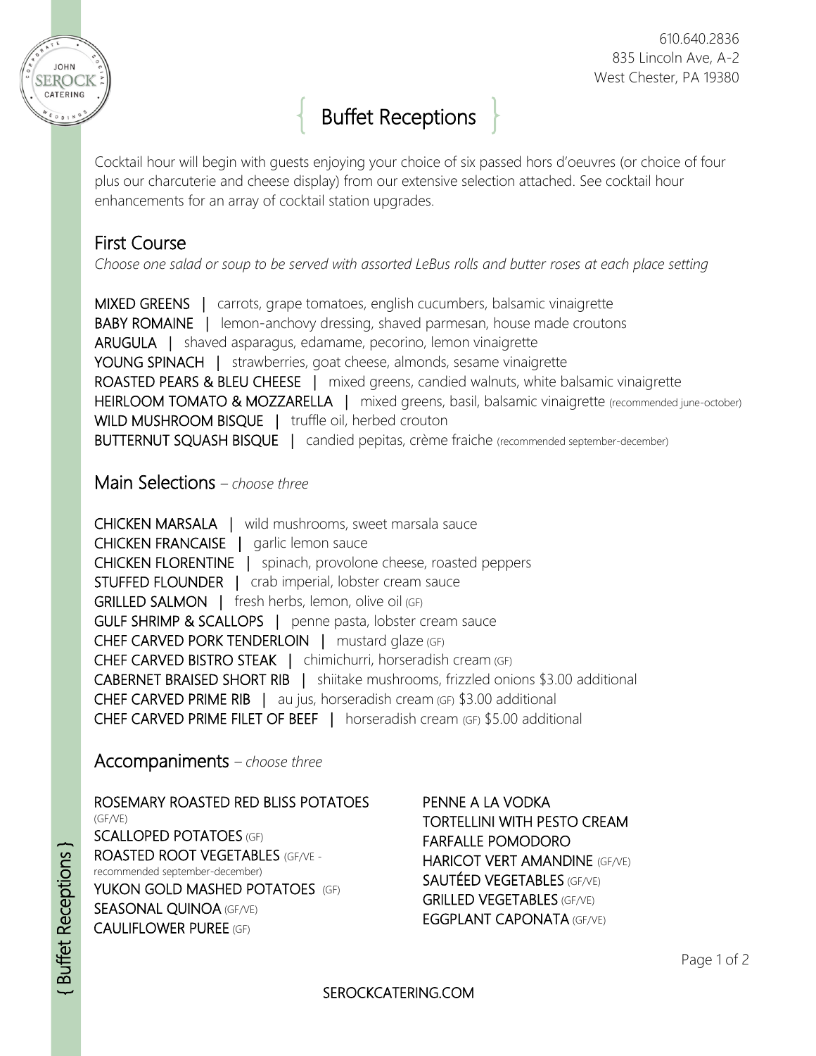610.640.2836
835 Lincoln Ave, A-2
West Chester, PA 19380

# { Buffet Receptions }

Cocktail hour will begin with guests enjoying your choice of six passed hors d'oeuvres (or choice of four plus our charcuterie and cheese display) from our extensive selection attached. See cocktail hour enhancements for an array of cocktail station upgrades.

## First Course

*Choose one salad or soup to be served with assorted LeBus rolls and butter roses at each place setting*

MIXED GREENS | carrots, grape tomatoes, english cucumbers, balsamic vinaigrette
BABY ROMAINE | lemon-anchovy dressing, shaved parmesan, house made croutons
ARUGULA | shaved asparagus, edamame, pecorino, lemon vinaigrette
YOUNG SPINACH | strawberries, goat cheese, almonds, sesame vinaigrette
ROASTED PEARS & BLEU CHEESE | mixed greens, candied walnuts, white balsamic vinaigrette
HEIRLOOM TOMATO & MOZZARELLA | mixed greens, basil, balsamic vinaigrette (recommended june-october)
WILD MUSHROOM BISQUE | truffle oil, herbed crouton
BUTTERNUT SQUASH BISQUE | candied pepitas, crème fraiche (recommended september-december)

## Main Selections – *choose three*

CHICKEN MARSALA | wild mushrooms, sweet marsala sauce
CHICKEN FRANCAISE | garlic lemon sauce
CHICKEN FLORENTINE | spinach, provolone cheese, roasted peppers
STUFFED FLOUNDER | crab imperial, lobster cream sauce
GRILLED SALMON | fresh herbs, lemon, olive oil (GF)
GULF SHRIMP & SCALLOPS | penne pasta, lobster cream sauce
CHEF CARVED PORK TENDERLOIN | mustard glaze (GF)
CHEF CARVED BISTRO STEAK | chimichurri, horseradish cream (GF)
CABERNET BRAISED SHORT RIB | shiitake mushrooms, frizzled onions $3.00 additional
CHEF CARVED PRIME RIB | au jus, horseradish cream (GF) $3.00 additional
CHEF CARVED PRIME FILET OF BEEF | horseradish cream (GF) $5.00 additional

## Accompaniments – *choose three*

ROSEMARY ROASTED RED BLISS POTATOES (GF/VE)
SCALLOPED POTATOES (GF)
ROASTED ROOT VEGETABLES (GF/VE - recommended september-december)
YUKON GOLD MASHED POTATOES (GF)
SEASONAL QUINOA (GF/VE)
CAULIFLOWER PUREE (GF)
PENNE A LA VODKA
TORTELLINI WITH PESTO CREAM
FARFALLE POMODORO
HARICOT VERT AMANDINE (GF/VE)
SAUTÉED VEGETABLES (GF/VE)
GRILLED VEGETABLES (GF/VE)
EGGPLANT CAPONATA (GF/VE)

SEROCKCATERING.COM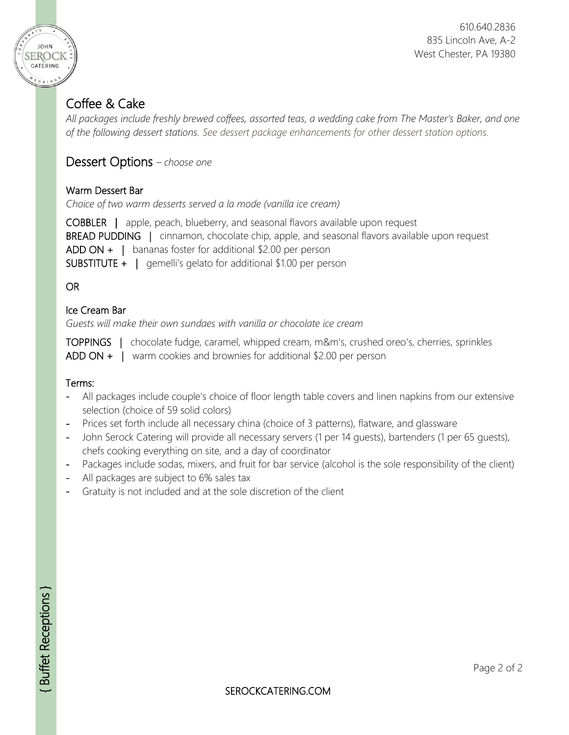610.640.2836
835 Lincoln Ave, A-2
West Chester, PA 19380

## Coffee & Cake

*All packages include freshly brewed coffees, assorted teas, a wedding cake from The Master's Baker, and one of the following dessert stations. See dessert package enhancements for other dessert station options.*

## Dessert Options – *choose one*

### Warm Dessert Bar

*Choice of two warm desserts served a la mode (vanilla ice cream)*

COBBLER | apple, peach, blueberry, and seasonal flavors available upon request
BREAD PUDDING | cinnamon, chocolate chip, apple, and seasonal flavors available upon request
ADD ON + | bananas foster for additional $2.00 per person
SUBSTITUTE + | gemelli's gelato for additional $1.00 per person

OR

### Ice Cream Bar

*Guests will make their own sundaes with vanilla or chocolate ice cream*

TOPPINGS | chocolate fudge, caramel, whipped cream, m&m's, crushed oreo's, cherries, sprinkles
ADD ON + | warm cookies and brownies for additional $2.00 per person

### Terms:

- All packages include couple's choice of floor length table covers and linen napkins from our extensive selection (choice of 59 solid colors)
- Prices set forth include all necessary china (choice of 3 patterns), flatware, and glassware
- John Serock Catering will provide all necessary servers (1 per 14 guests), bartenders (1 per 65 guests), chefs cooking everything on site, and a day of coordinator
- Packages include sodas, mixers, and fruit for bar service (alcohol is the sole responsibility of the client)
- All packages are subject to 6% sales tax
- Gratuity is not included and at the sole discretion of the client

SEROCKCATERING.COM